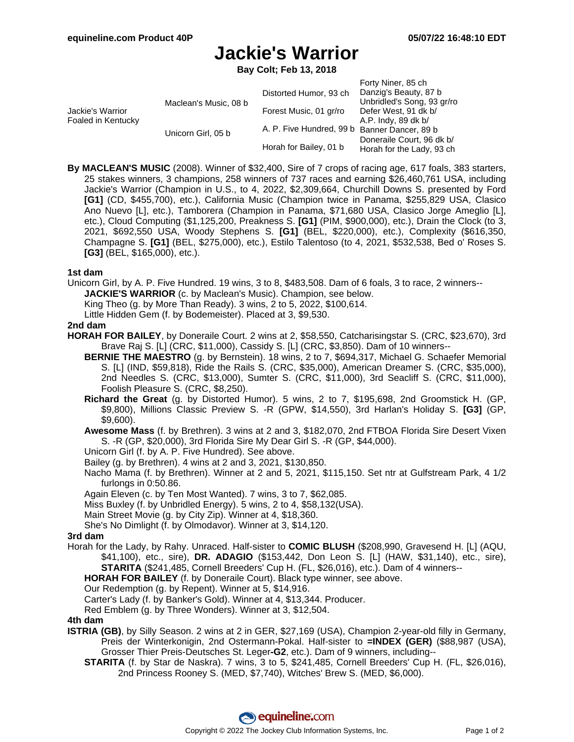# Jackie's Warrior

**Bay Colt; Feb 13, 2018**

| | | | |
|---|---|---|---|
| Jackie's Warrior Foaled in Kentucky | Maclean's Music, 08 b | Distorted Humor, 93 ch | Forty Niner, 85 ch |
| | | | Danzig's Beauty, 87 b |
| | | Forest Music, 01 gr/ro | Unbridled's Song, 93 gr/ro |
| | | | Defer West, 91 dk b/ |
| | Unicorn Girl, 05 b | A. P. Five Hundred, 99 b | A.P. Indy, 89 dk b/ |
| | | | Banner Dancer, 89 b |
| | | Horah for Bailey, 01 b | Doneraile Court, 96 dk b/ |
| | | | Horah for the Lady, 93 ch |

**By MACLEAN'S MUSIC** (2008). Winner of $32,400, Sire of 7 crops of racing age, 617 foals, 383 starters, 25 stakes winners, 3 champions, 258 winners of 737 races and earning $26,460,761 USA, including Jackie's Warrior (Champion in U.S., to 4, 2022, $2,309,664, Churchill Downs S. presented by Ford **[G1]** (CD, $455,700), etc.), California Music (Champion twice in Panama, $255,829 USA, Clasico Ano Nuevo [L], etc.), Tamborera (Champion in Panama, $71,680 USA, Clasico Jorge Ameglio [L], etc.), Cloud Computing ($1,125,200, Preakness S. **[G1]** (PIM, $900,000), etc.), Drain the Clock (to 3, 2021, $692,550 USA, Woody Stephens S. **[G1]** (BEL, $220,000), etc.), Complexity ($616,350, Champagne S. **[G1]** (BEL, $275,000), etc.), Estilo Talentoso (to 4, 2021, $532,538, Bed o' Roses S. **[G3]** (BEL, $165,000), etc.).

**1st dam**

Unicorn Girl, by A. P. Five Hundred. 19 wins, 3 to 8, $483,508. Dam of 6 foals, 3 to race, 2 winners--

- **JACKIE'S WARRIOR** (c. by Maclean's Music). Champion, see below.
- King Theo (g. by More Than Ready). 3 wins, 2 to 5, 2022, $100,614.
- Little Hidden Gem (f. by Bodemeister). Placed at 3, $9,530.

**2nd dam**

**HORAH FOR BAILEY**, by Doneraile Court. 2 wins at 2, $58,550, Catcharisingstar S. (CRC, $23,670), 3rd Brave Raj S. [L] (CRC, $11,000), Cassidy S. [L] (CRC, $3,850). Dam of 10 winners--

- **BERNIE THE MAESTRO** (g. by Bernstein). 18 wins, 2 to 7, $694,317, Michael G. Schaefer Memorial S. [L] (IND, $59,818), Ride the Rails S. (CRC, $35,000), American Dreamer S. (CRC, $35,000), 2nd Needles S. (CRC, $13,000), Sumter S. (CRC, $11,000), 3rd Seacliff S. (CRC, $11,000), Foolish Pleasure S. (CRC, $8,250).
- **Richard the Great** (g. by Distorted Humor). 5 wins, 2 to 7, $195,698, 2nd Groomstick H. (GP, $9,800), Millions Classic Preview S. -R (GPW, $14,550), 3rd Harlan's Holiday S. **[G3]** (GP, $9,600).
- **Awesome Mass** (f. by Brethren). 3 wins at 2 and 3, $182,070, 2nd FTBOA Florida Sire Desert Vixen S. -R (GP, $20,000), 3rd Florida Sire My Dear Girl S. -R (GP, $44,000).
- Unicorn Girl (f. by A. P. Five Hundred). See above.
- Bailey (g. by Brethren). 4 wins at 2 and 3, 2021, $130,850.
- Nacho Mama (f. by Brethren). Winner at 2 and 5, 2021, $115,150. Set ntr at Gulfstream Park, 4 1/2 furlongs in 0:50.86.
- Again Eleven (c. by Ten Most Wanted). 7 wins, 3 to 7, $62,085.
- Miss Buxley (f. by Unbridled Energy). 5 wins, 2 to 4, $58,132(USA).
- Main Street Movie (g. by City Zip). Winner at 4, $18,360.
- She's No Dimlight (f. by Olmodavor). Winner at 3, $14,120.

**3rd dam**

Horah for the Lady, by Rahy. Unraced. Half-sister to **COMIC BLUSH** ($208,990, Gravesend H. [L] (AQU, $41,100), etc., sire), **DR. ADAGIO** ($153,442, Don Leon S. [L] (HAW, $31,140), etc., sire), **STARITA** ($241,485, Cornell Breeders' Cup H. (FL, $26,016), etc.). Dam of 4 winners--

- **HORAH FOR BAILEY** (f. by Doneraile Court). Black type winner, see above.
- Our Redemption (g. by Repent). Winner at 5, $14,916.
- Carter's Lady (f. by Banker's Gold). Winner at 4, $13,344. Producer.
- Red Emblem (g. by Three Wonders). Winner at 3, $12,504.

**4th dam**

**ISTRIA (GB)**, by Silly Season. 2 wins at 2 in GER, $27,169 (USA), Champion 2-year-old filly in Germany, Preis der Winterkonigin, 2nd Ostermann-Pokal. Half-sister to **=INDEX (GER)** ($88,987 (USA), Grosser Thier Preis-Deutsches St. Leger-**G2**, etc.). Dam of 9 winners, including--

- **STARITA** (f. by Star de Naskra). 7 wins, 3 to 5, $241,485, Cornell Breeders' Cup H. (FL, $26,016), 2nd Princess Rooney S. (MED, $7,740), Witches' Brew S. (MED, $6,000).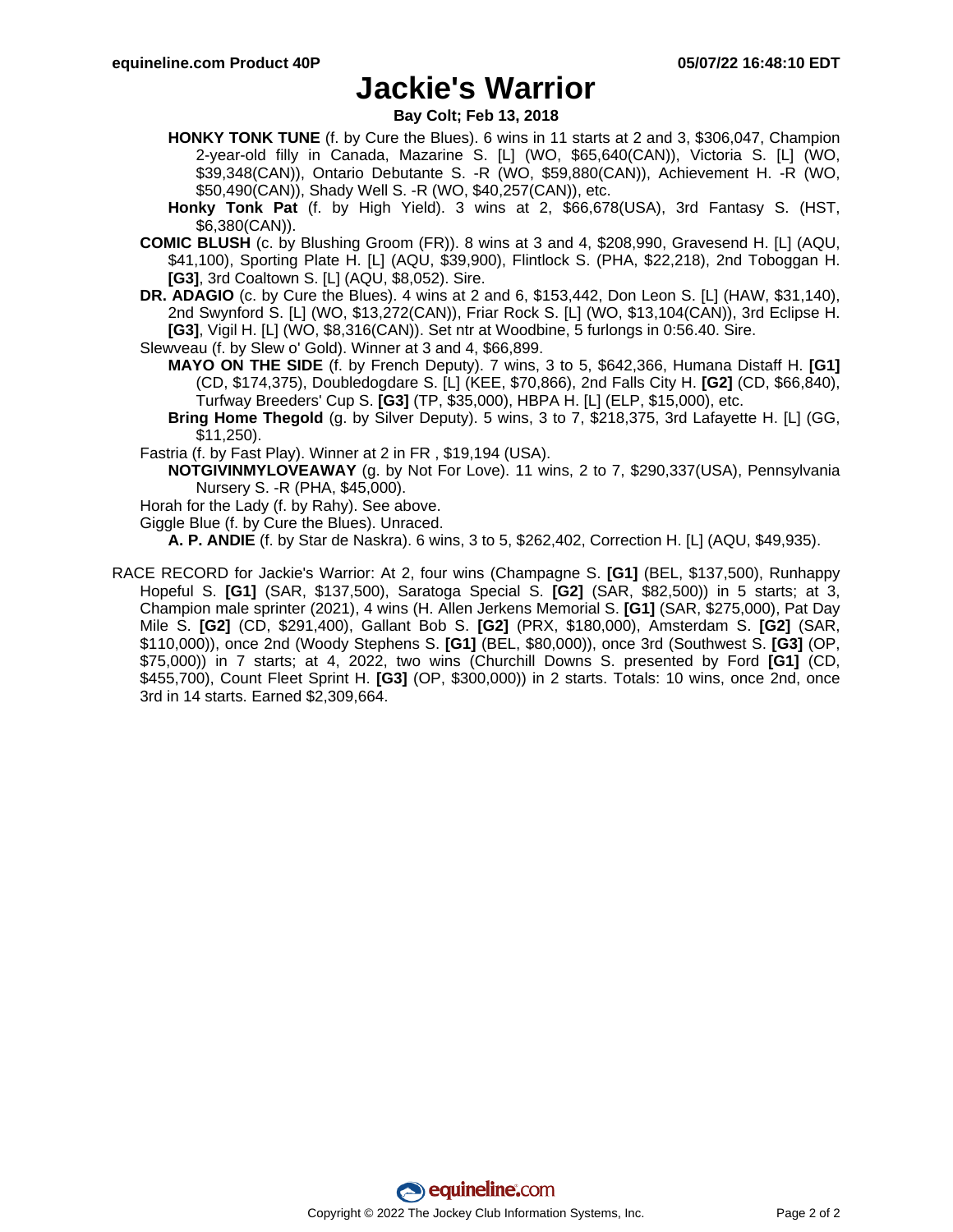# Jackie's Warrior

**Bay Colt; Feb 13, 2018**

**HONKY TONK TUNE** (f. by Cure the Blues). 6 wins in 11 starts at 2 and 3, $306,047, Champion 2-year-old filly in Canada, Mazarine S. [L] (WO, $65,640(CAN)), Victoria S. [L] (WO, $39,348(CAN)), Ontario Debutante S. -R (WO, $59,880(CAN)), Achievement H. -R (WO, $50,490(CAN)), Shady Well S. -R (WO, $40,257(CAN)), etc.

**Honky Tonk Pat** (f. by High Yield). 3 wins at 2, $66,678(USA), 3rd Fantasy S. (HST, $6,380(CAN)).

**COMIC BLUSH** (c. by Blushing Groom (FR)). 8 wins at 3 and 4, $208,990, Gravesend H. [L] (AQU, $41,100), Sporting Plate H. [L] (AQU, $39,900), Flintlock S. (PHA, $22,218), 2nd Toboggan H. **[G3]**, 3rd Coaltown S. [L] (AQU, $8,052). Sire.

**DR. ADAGIO** (c. by Cure the Blues). 4 wins at 2 and 6, $153,442, Don Leon S. [L] (HAW, $31,140), 2nd Swynford S. [L] (WO, $13,272(CAN)), Friar Rock S. [L] (WO, $13,104(CAN)), 3rd Eclipse H. **[G3]**, Vigil H. [L] (WO, $8,316(CAN)). Set ntr at Woodbine, 5 furlongs in 0:56.40. Sire.

Slewveau (f. by Slew o' Gold). Winner at 3 and 4, $66,899.

**MAYO ON THE SIDE** (f. by French Deputy). 7 wins, 3 to 5, $642,366, Humana Distaff H. **[G1]** (CD, $174,375), Doubledogdare S. [L] (KEE, $70,866), 2nd Falls City H. **[G2]** (CD, $66,840), Turfway Breeders' Cup S. **[G3]** (TP, $35,000), HBPA H. [L] (ELP, $15,000), etc.

**Bring Home Thegold** (g. by Silver Deputy). 5 wins, 3 to 7, $218,375, 3rd Lafayette H. [L] (GG, $11,250).

Fastria (f. by Fast Play). Winner at 2 in FR , $19,194 (USA).

**NOTGIVINMYLOVEAWAY** (g. by Not For Love). 11 wins, 2 to 7, $290,337(USA), Pennsylvania Nursery S. -R (PHA, $45,000).

Horah for the Lady (f. by Rahy). See above.

Giggle Blue (f. by Cure the Blues). Unraced.

**A. P. ANDIE** (f. by Star de Naskra). 6 wins, 3 to 5, $262,402, Correction H. [L] (AQU, $49,935).

RACE RECORD for Jackie's Warrior: At 2, four wins (Champagne S. **[G1]** (BEL, $137,500), Runhappy Hopeful S. **[G1]** (SAR, $137,500), Saratoga Special S. **[G2]** (SAR, $82,500)) in 5 starts; at 3, Champion male sprinter (2021), 4 wins (H. Allen Jerkens Memorial S. **[G1]** (SAR, $275,000), Pat Day Mile S. **[G2]** (CD, $291,400), Gallant Bob S. **[G2]** (PRX, $180,000), Amsterdam S. **[G2]** (SAR, $110,000)), once 2nd (Woody Stephens S. **[G1]** (BEL, $80,000)), once 3rd (Southwest S. **[G3]** (OP, $75,000)) in 7 starts; at 4, 2022, two wins (Churchill Downs S. presented by Ford **[G1]** (CD, $455,700), Count Fleet Sprint H. **[G3]** (OP, $300,000)) in 2 starts. Totals: 10 wins, once 2nd, once 3rd in 14 starts. Earned $2,309,664.